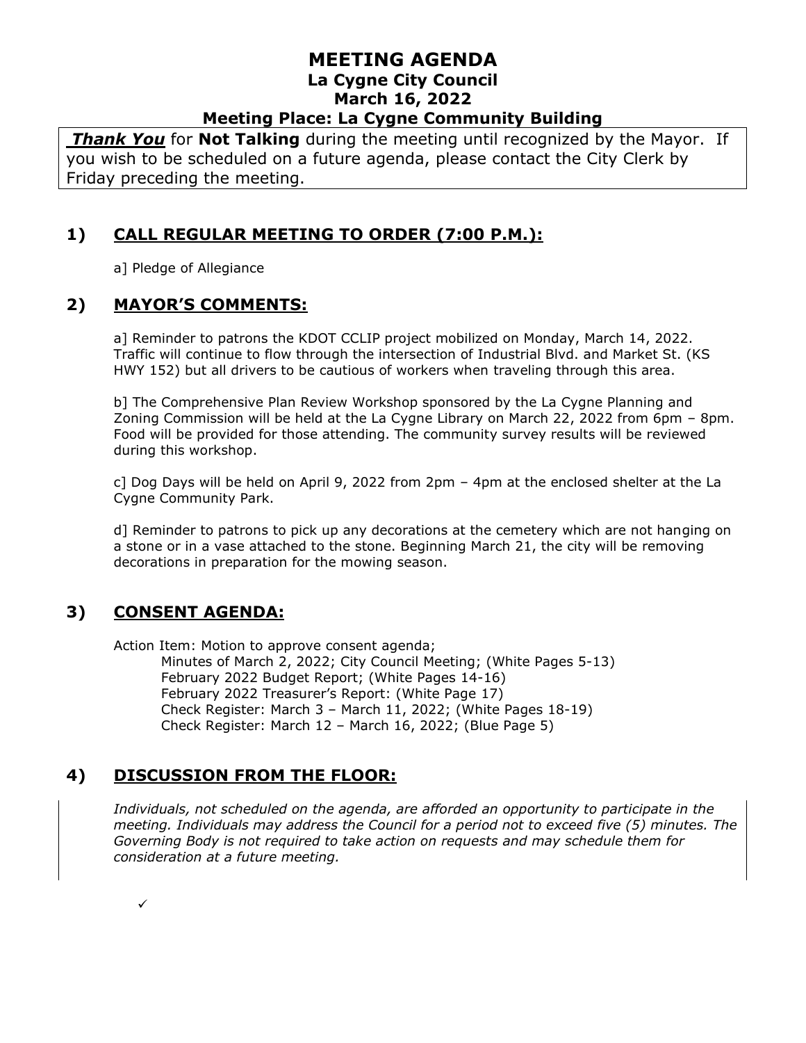# MEETING AGENDA
## La Cygne City Council
## March 16, 2022
## Meeting Place: La Cygne Community Building

***Thank You*** for **Not Talking** during the meeting until recognized by the Mayor. If you wish to be scheduled on a future agenda, please contact the City Clerk by Friday preceding the meeting.

## 1) CALL REGULAR MEETING TO ORDER (7:00 P.M.):

a] Pledge of Allegiance

## 2) MAYOR'S COMMENTS:

a] Reminder to patrons the KDOT CCLIP project mobilized on Monday, March 14, 2022. Traffic will continue to flow through the intersection of Industrial Blvd. and Market St. (KS HWY 152) but all drivers to be cautious of workers when traveling through this area.

b] The Comprehensive Plan Review Workshop sponsored by the La Cygne Planning and Zoning Commission will be held at the La Cygne Library on March 22, 2022 from 6pm – 8pm. Food will be provided for those attending. The community survey results will be reviewed during this workshop.

c] Dog Days will be held on April 9, 2022 from 2pm – 4pm at the enclosed shelter at the La Cygne Community Park.

d] Reminder to patrons to pick up any decorations at the cemetery which are not hanging on a stone or in a vase attached to the stone. Beginning March 21, the city will be removing decorations in preparation for the mowing season.

## 3) CONSENT AGENDA:

Action Item: Motion to approve consent agenda;
- Minutes of March 2, 2022; City Council Meeting; (White Pages 5-13)
- February 2022 Budget Report; (White Pages 14-16)
- February 2022 Treasurer's Report: (White Page 17)
- Check Register: March 3 – March 11, 2022; (White Pages 18-19)
- Check Register: March 12 – March 16, 2022; (Blue Page 5)

## 4) DISCUSSION FROM THE FLOOR:

*Individuals, not scheduled on the agenda, are afforded an opportunity to participate in the meeting. Individuals may address the Council for a period not to exceed five (5) minutes. The Governing Body is not required to take action on requests and may schedule them for consideration at a future meeting.*

- ✓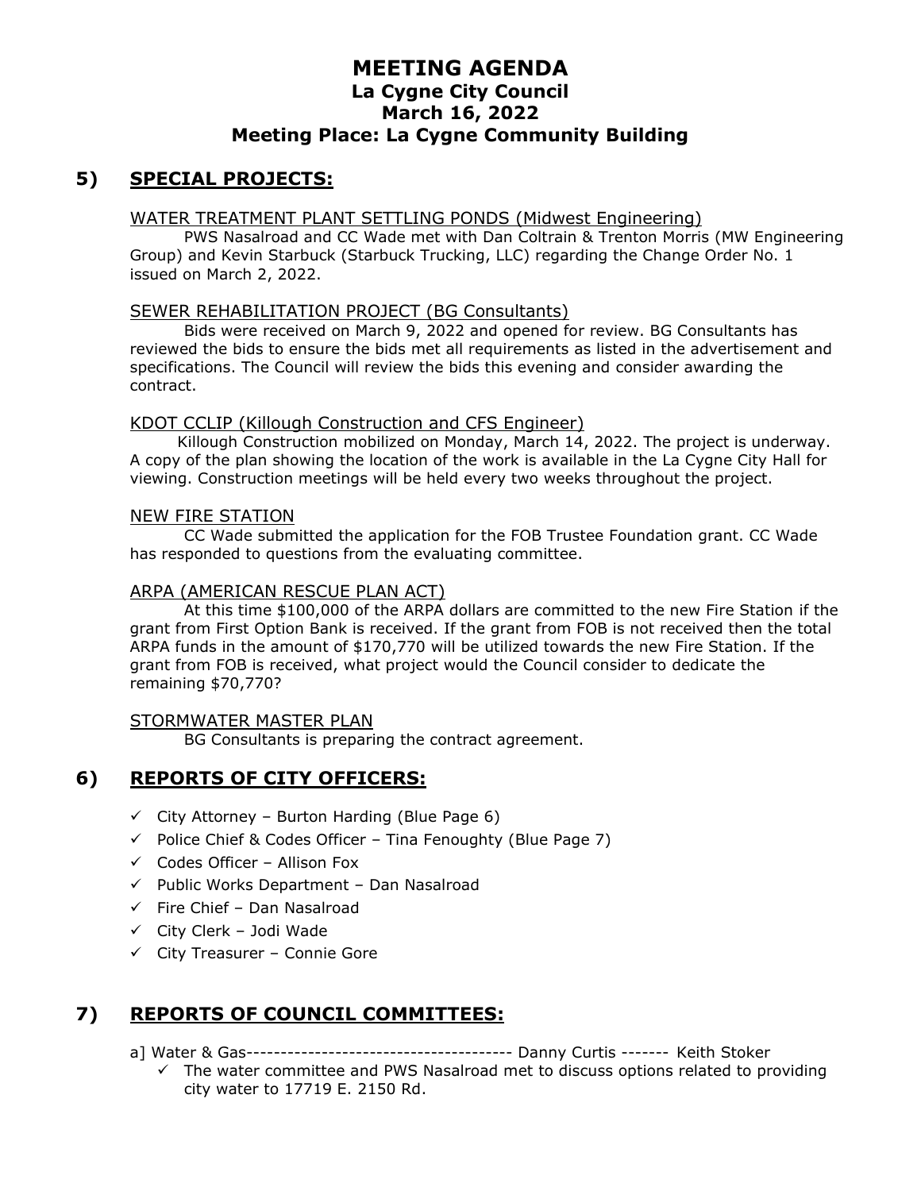# MEETING AGENDA
## La Cygne City Council
## March 16, 2022
## Meeting Place: La Cygne Community Building

## 5) SPECIAL PROJECTS:

WATER TREATMENT PLANT SETTLING PONDS (Midwest Engineering)

PWS Nasalroad and CC Wade met with Dan Coltrain & Trenton Morris (MW Engineering Group) and Kevin Starbuck (Starbuck Trucking, LLC) regarding the Change Order No. 1 issued on March 2, 2022.

SEWER REHABILITATION PROJECT (BG Consultants)

Bids were received on March 9, 2022 and opened for review. BG Consultants has reviewed the bids to ensure the bids met all requirements as listed in the advertisement and specifications. The Council will review the bids this evening and consider awarding the contract.

KDOT CCLIP (Killough Construction and CFS Engineer)

Killough Construction mobilized on Monday, March 14, 2022. The project is underway. A copy of the plan showing the location of the work is available in the La Cygne City Hall for viewing. Construction meetings will be held every two weeks throughout the project.

NEW FIRE STATION

CC Wade submitted the application for the FOB Trustee Foundation grant. CC Wade has responded to questions from the evaluating committee.

ARPA (AMERICAN RESCUE PLAN ACT)

At this time $100,000 of the ARPA dollars are committed to the new Fire Station if the grant from First Option Bank is received. If the grant from FOB is not received then the total ARPA funds in the amount of $170,770 will be utilized towards the new Fire Station. If the grant from FOB is received, what project would the Council consider to dedicate the remaining $70,770?

STORMWATER MASTER PLAN

BG Consultants is preparing the contract agreement.

## 6) REPORTS OF CITY OFFICERS:

- ✓ City Attorney – Burton Harding (Blue Page 6)
- ✓ Police Chief & Codes Officer – Tina Fenoughty (Blue Page 7)
- ✓ Codes Officer – Allison Fox
- ✓ Public Works Department – Dan Nasalroad
- ✓ Fire Chief – Dan Nasalroad
- ✓ City Clerk – Jodi Wade
- ✓ City Treasurer – Connie Gore

## 7) REPORTS OF COUNCIL COMMITTEES:

a] Water & Gas--------------------------------------- Danny Curtis ------- Keith Stoker

- ✓ The water committee and PWS Nasalroad met to discuss options related to providing city water to 17719 E. 2150 Rd.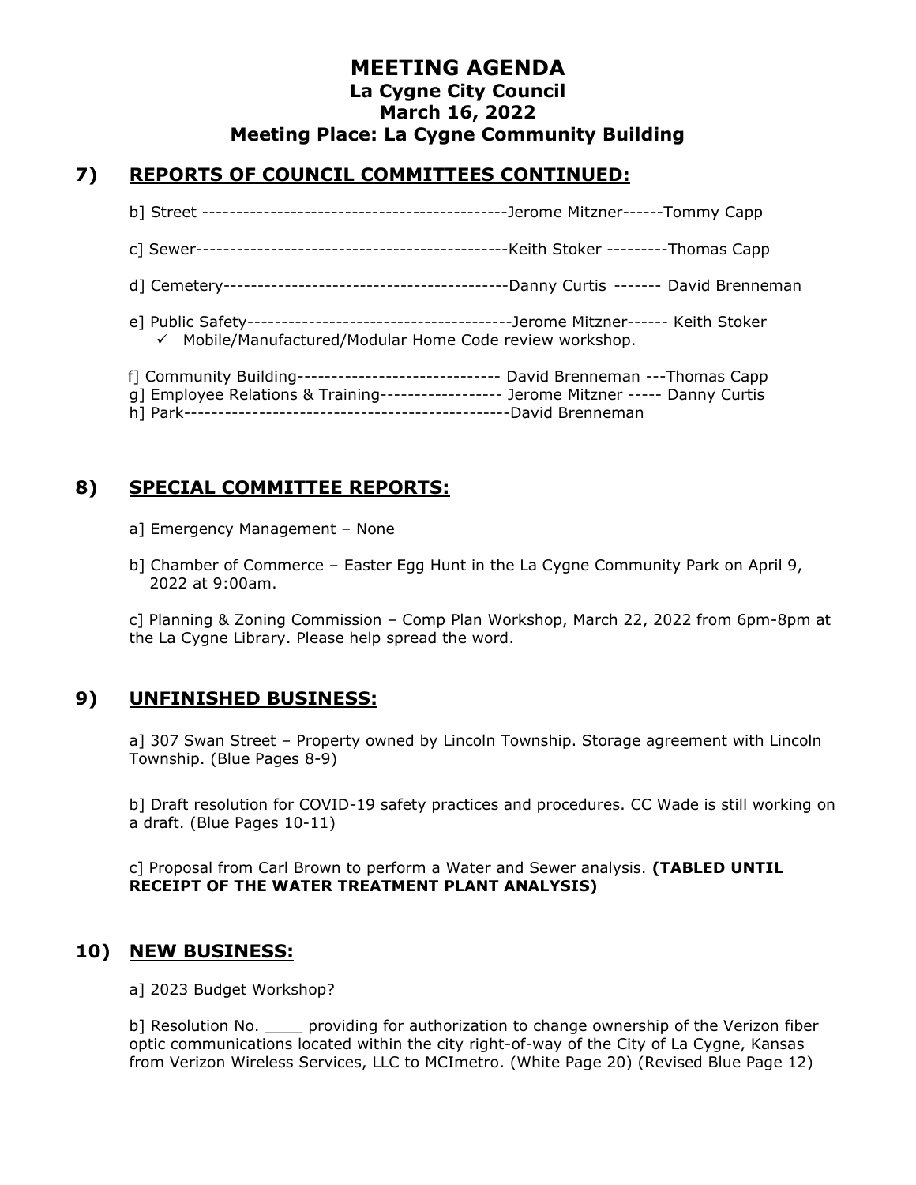# MEETING AGENDA
## La Cygne City Council
## March 16, 2022
## Meeting Place: La Cygne Community Building

## 7) REPORTS OF COUNCIL COMMITTEES CONTINUED:

b] Street ---------------------------------------------Jerome Mitzner------Tommy Capp

c] Sewer----------------------------------------------Keith Stoker ---------Thomas Capp

d] Cemetery-------------------------------------------Danny Curtis ------- David Brenneman

e] Public Safety---------------------------------------Jerome Mitzner------ Keith Stoker
- ✓ Mobile/Manufactured/Modular Home Code review workshop.

f] Community Building------------------------------ David Brenneman ---Thomas Capp
g] Employee Relations & Training------------------ Jerome Mitzner ----- Danny Curtis
h] Park-------------------------------------------------David Brenneman

## 8) SPECIAL COMMITTEE REPORTS:

a] Emergency Management – None

b] Chamber of Commerce – Easter Egg Hunt in the La Cygne Community Park on April 9, 2022 at 9:00am.

c] Planning & Zoning Commission – Comp Plan Workshop, March 22, 2022 from 6pm-8pm at the La Cygne Library. Please help spread the word.

## 9) UNFINISHED BUSINESS:

a] 307 Swan Street – Property owned by Lincoln Township. Storage agreement with Lincoln Township. (Blue Pages 8-9)

b] Draft resolution for COVID-19 safety practices and procedures. CC Wade is still working on a draft. (Blue Pages 10-11)

c] Proposal from Carl Brown to perform a Water and Sewer analysis. **(TABLED UNTIL RECEIPT OF THE WATER TREATMENT PLANT ANALYSIS)**

## 10) NEW BUSINESS:

a] 2023 Budget Workshop?

b] Resolution No. ____ providing for authorization to change ownership of the Verizon fiber optic communications located within the city right-of-way of the City of La Cygne, Kansas from Verizon Wireless Services, LLC to MCImetro. (White Page 20) (Revised Blue Page 12)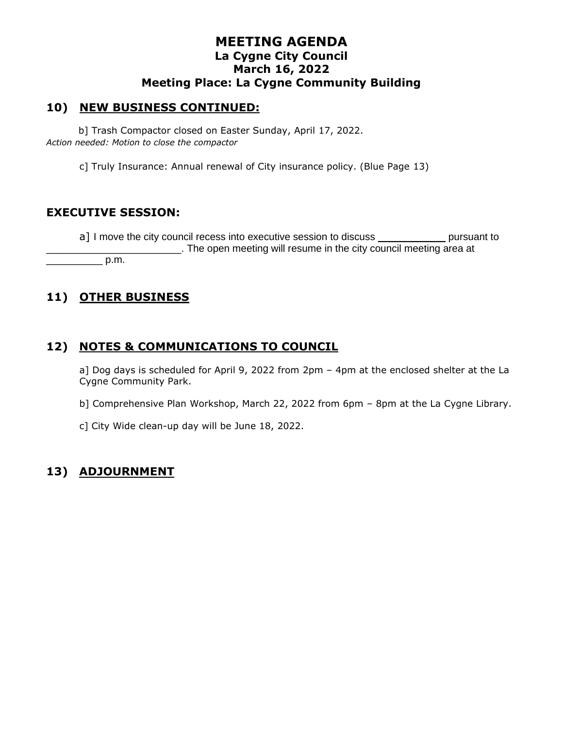# MEETING AGENDA
## La Cygne City Council
## March 16, 2022
## Meeting Place: La Cygne Community Building

## 10) NEW BUSINESS CONTINUED:

b] Trash Compactor closed on Easter Sunday, April 17, 2022.
*Action needed: Motion to close the compactor*

c] Truly Insurance: Annual renewal of City insurance policy. (Blue Page 13)

## EXECUTIVE SESSION:

a] I move the city council recess into executive session to discuss ___________ pursuant to _______________________. The open meeting will resume in the city council meeting area at _________ p.m.

## 11) OTHER BUSINESS

## 12) NOTES & COMMUNICATIONS TO COUNCIL

a] Dog days is scheduled for April 9, 2022 from 2pm – 4pm at the enclosed shelter at the La Cygne Community Park.

b] Comprehensive Plan Workshop, March 22, 2022 from 6pm – 8pm at the La Cygne Library.

c] City Wide clean-up day will be June 18, 2022.

## 13) ADJOURNMENT